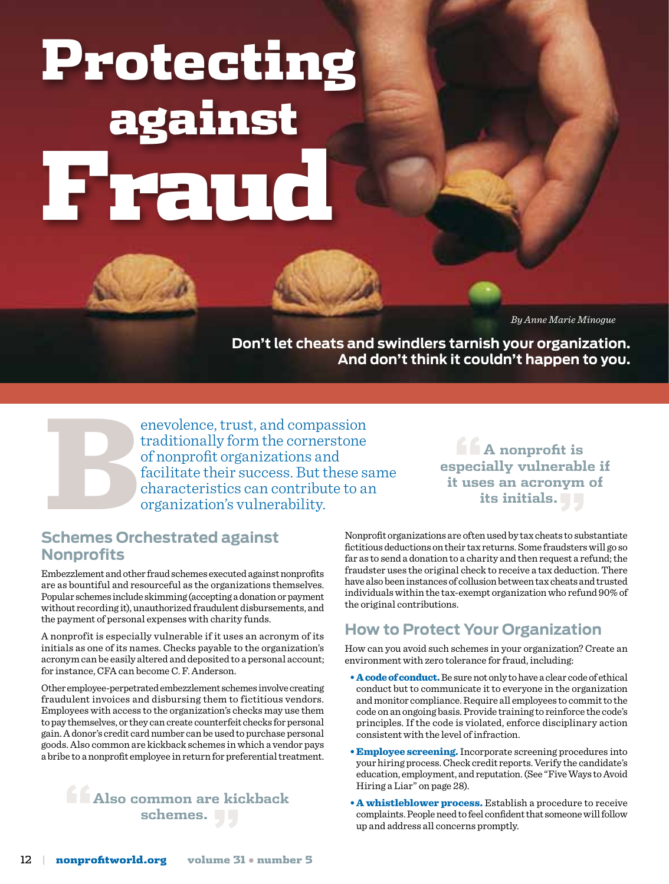# Protecting against Fraud

*By Anne Marie Minogue*

**Don't let cheats and swindlers tarnish your organization. And don't think it couldn't happen to you.**

Benevolence, trust, and compassion traditionally form the cornerstone of nonprofit organizations and facilitate their success. But these same characteristics can contribute to an organization's vulnerability.

## Schemes Orchestrated against Nonprofits

Embezzlement and other fraud schemes executed against nonprofits are as bountiful and resourceful as the organizations themselves. Popular schemes include skimming (accepting a donation or payment without recording it), unauthorized fraudulent disbursements, and the payment of personal expenses with charity funds.

A nonprofit is especially vulnerable if it uses an acronym of its initials as one of its names. Checks payable to the organization's acronym can be easily altered and deposited to a personal account; for instance, CFA can become C. F. Anderson.

Other employee-perpetrated embezzlement schemes involve creating fraudulent invoices and disbursing them to fictitious vendors. Employees with access to the organization's checks may use them to pay themselves, or they can create counterfeit checks for personal gain. A donor's credit card number can be used to purchase personal goods. Also common are kickback schemes in which a vendor pays a bribe to a nonprofit employee in return for preferential treatment.

> Also common are kickback schemes.

> A nonprofit is especially vulnerable if it uses an acronym of its initials.

Nonprofit organizations are often used by tax cheats to substantiate fictitious deductions on their tax returns. Some fraudsters will go so far as to send a donation to a charity and then request a refund; the fraudster uses the original check to receive a tax deduction. There have also been instances of collusion between tax cheats and trusted individuals within the tax-exempt organization who refund 90% of the original contributions.

## How to Protect Your Organization

How can you avoid such schemes in your organization? Create an environment with zero tolerance for fraud, including:

- **A code of conduct.** Be sure not only to have a clear code of ethical conduct but to communicate it to everyone in the organization and monitor compliance. Require all employees to commit to the code on an ongoing basis. Provide training to reinforce the code's principles. If the code is violated, enforce disciplinary action consistent with the level of infraction.
- **Employee screening.** Incorporate screening procedures into your hiring process. Check credit reports. Verify the candidate's education, employment, and reputation. (See "Five Ways to Avoid Hiring a Liar" on page 28).
- **A whistleblower process.** Establish a procedure to receive complaints. People need to feel confident that someone will follow up and address all concerns promptly.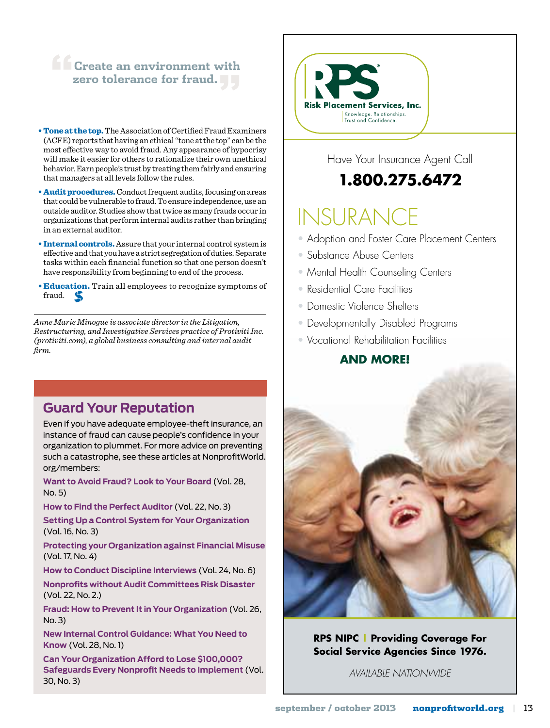> Create an environment with zero tolerance for fraud.

- **Tone at the top.** The Association of Certified Fraud Examiners (ACFE) reports that having an ethical "tone at the top" can be the most effective way to avoid fraud. Any appearance of hypocrisy will make it easier for others to rationalize their own unethical behavior. Earn people's trust by treating them fairly and ensuring that managers at all levels follow the rules.
- **Audit procedures.** Conduct frequent audits, focusing on areas that could be vulnerable to fraud. To ensure independence, use an outside auditor. Studies show that twice as many frauds occur in organizations that perform internal audits rather than bringing in an external auditor.
- **Internal controls.** Assure that your internal control system is effective and that you have a strict segregation of duties. Separate tasks within each financial function so that one person doesn't have responsibility from beginning to end of the process.
- **Education.** Train all employees to recognize symptoms of fraud.

*Anne Marie Minogue is associate director in the Litigation, Restructuring, and Investigative Services practice of Protiviti Inc. (protiviti.com), a global business consulting and internal audit firm.*

## Guard Your Reputation

Even if you have adequate employee-theft insurance, an instance of fraud can cause people's confidence in your organization to plummet. For more advice on preventing such a catastrophe, see these articles at NonprofitWorld.org/members:

**Want to Avoid Fraud? Look to Your Board** (Vol. 28, No. 5)

**How to Find the Perfect Auditor** (Vol. 22, No. 3)

**Setting Up a Control System for Your Organization** (Vol. 16, No. 3)

**Protecting your Organization against Financial Misuse** (Vol. 17, No. 4)

**How to Conduct Discipline Interviews** (Vol. 24, No. 6)

**Nonprofits without Audit Committees Risk Disaster** (Vol. 22, No. 2.)

**Fraud: How to Prevent It in Your Organization** (Vol. 26, No. 3)

**New Internal Control Guidance: What You Need to Know** (Vol. 28, No. 1)

**Can Your Organization Afford to Lose $100,000? Safeguards Every Nonprofit Needs to Implement** (Vol. 30, No. 3)

---

RPS® Risk Placement Services, Inc.
Knowledge. Relationships. Trust and Confidence.

Have Your Insurance Agent Call

**1.800.275.6472**

# INSURANCE

- Adoption and Foster Care Placement Centers
- Substance Abuse Centers
- Mental Health Counseling Centers
- Residential Care Facilities
- Domestic Violence Shelters
- Developmentally Disabled Programs
- Vocational Rehabilitation Facilities

**AND MORE!**

**RPS NIPC | Providing Coverage For Social Service Agencies Since 1976.**

*AVAILABLE NATIONWIDE*